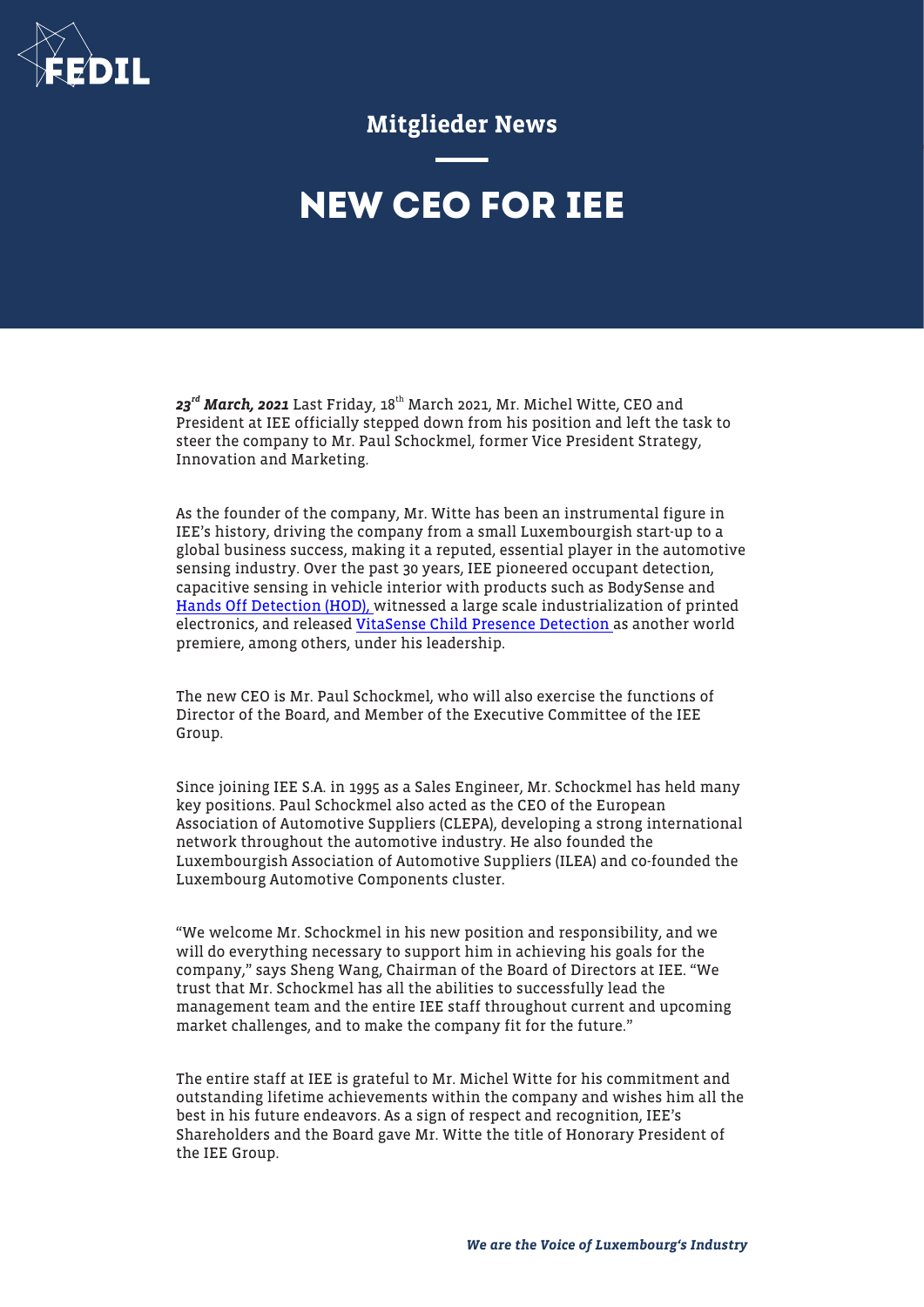Mitglieder News

# NEW CEO FOR IEE

***23rd March, 2021*** Last Friday, 18th March 2021, Mr. Michel Witte, CEO and President at IEE officially stepped down from his position and left the task to steer the company to Mr. Paul Schockmel, former Vice President Strategy, Innovation and Marketing.

As the founder of the company, Mr. Witte has been an instrumental figure in IEE's history, driving the company from a small Luxembourgish start-up to a global business success, making it a reputed, essential player in the automotive sensing industry. Over the past 30 years, IEE pioneered occupant detection, capacitive sensing in vehicle interior with products such as BodySense and Hands Off Detection (HOD), witnessed a large scale industrialization of printed electronics, and released VitaSense Child Presence Detection as another world premiere, among others, under his leadership.

The new CEO is Mr. Paul Schockmel, who will also exercise the functions of Director of the Board, and Member of the Executive Committee of the IEE Group.

Since joining IEE S.A. in 1995 as a Sales Engineer, Mr. Schockmel has held many key positions. Paul Schockmel also acted as the CEO of the European Association of Automotive Suppliers (CLEPA), developing a strong international network throughout the automotive industry. He also founded the Luxembourgish Association of Automotive Suppliers (ILEA) and co-founded the Luxembourg Automotive Components cluster.

"We welcome Mr. Schockmel in his new position and responsibility, and we will do everything necessary to support him in achieving his goals for the company," says Sheng Wang, Chairman of the Board of Directors at IEE. "We trust that Mr. Schockmel has all the abilities to successfully lead the management team and the entire IEE staff throughout current and upcoming market challenges, and to make the company fit for the future."

The entire staff at IEE is grateful to Mr. Michel Witte for his commitment and outstanding lifetime achievements within the company and wishes him all the best in his future endeavors. As a sign of respect and recognition, IEE's Shareholders and the Board gave Mr. Witte the title of Honorary President of the IEE Group.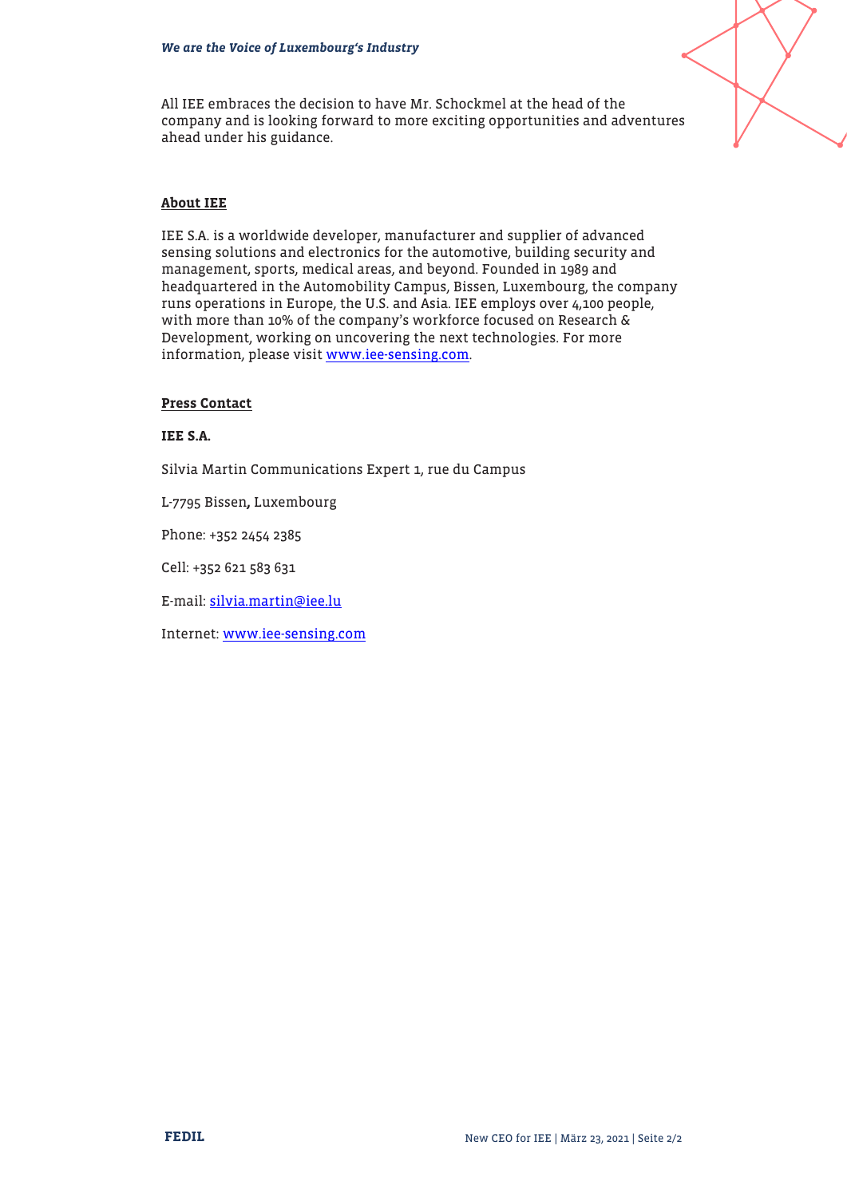All IEE embraces the decision to have Mr. Schockmel at the head of the company and is looking forward to more exciting opportunities and adventures ahead under his guidance.

**About IEE**

IEE S.A. is a worldwide developer, manufacturer and supplier of advanced sensing solutions and electronics for the automotive, building security and management, sports, medical areas, and beyond. Founded in 1989 and headquartered in the Automobility Campus, Bissen, Luxembourg, the company runs operations in Europe, the U.S. and Asia. IEE employs over 4,100 people, with more than 10% of the company's workforce focused on Research & Development, working on uncovering the next technologies. For more information, please visit www.iee-sensing.com.

**Press Contact**

**IEE S.A.**

Silvia Martin Communications Expert 1, rue du Campus

L-7795 Bissen, Luxembourg

Phone: +352 2454 2385

Cell: +352 621 583 631

E-mail: silvia.martin@iee.lu

Internet: www.iee-sensing.com